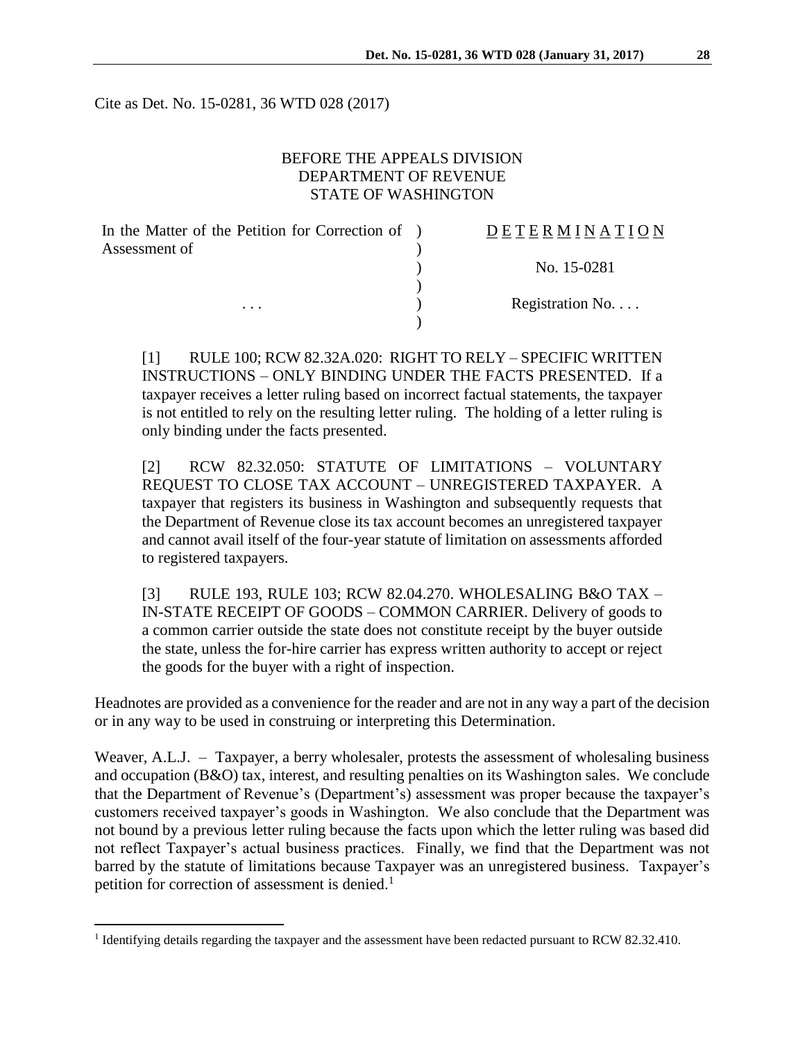Cite as Det. No. 15-0281, 36 WTD 028 (2017)

BEFORE THE APPEALS DIVISION
DEPARTMENT OF REVENUE
STATE OF WASHINGTON

| | | |
|---|---|---|
| In the Matter of the Petition for Correction of Assessment of | ) | <u>D E T E R M I N A T I O N</u> |
| | ) | No. 15-0281 |
| . . . | ) | Registration No. . . . |

[1] RULE 100; RCW 82.32A.020: RIGHT TO RELY – SPECIFIC WRITTEN INSTRUCTIONS – ONLY BINDING UNDER THE FACTS PRESENTED. If a taxpayer receives a letter ruling based on incorrect factual statements, the taxpayer is not entitled to rely on the resulting letter ruling. The holding of a letter ruling is only binding under the facts presented.

[2] RCW 82.32.050: STATUTE OF LIMITATIONS – VOLUNTARY REQUEST TO CLOSE TAX ACCOUNT – UNREGISTERED TAXPAYER. A taxpayer that registers its business in Washington and subsequently requests that the Department of Revenue close its tax account becomes an unregistered taxpayer and cannot avail itself of the four-year statute of limitation on assessments afforded to registered taxpayers.

[3] RULE 193, RULE 103; RCW 82.04.270. WHOLESALING B&O TAX – IN-STATE RECEIPT OF GOODS – COMMON CARRIER. Delivery of goods to a common carrier outside the state does not constitute receipt by the buyer outside the state, unless the for-hire carrier has express written authority to accept or reject the goods for the buyer with a right of inspection.

Headnotes are provided as a convenience for the reader and are not in any way a part of the decision or in any way to be used in construing or interpreting this Determination.

Weaver, A.L.J. – Taxpayer, a berry wholesaler, protests the assessment of wholesaling business and occupation (B&O) tax, interest, and resulting penalties on its Washington sales. We conclude that the Department of Revenue's (Department's) assessment was proper because the taxpayer's customers received taxpayer's goods in Washington. We also conclude that the Department was not bound by a previous letter ruling because the facts upon which the letter ruling was based did not reflect Taxpayer's actual business practices. Finally, we find that the Department was not barred by the statute of limitations because Taxpayer was an unregistered business. Taxpayer's petition for correction of assessment is denied.[1]

[1] Identifying details regarding the taxpayer and the assessment have been redacted pursuant to RCW 82.32.410.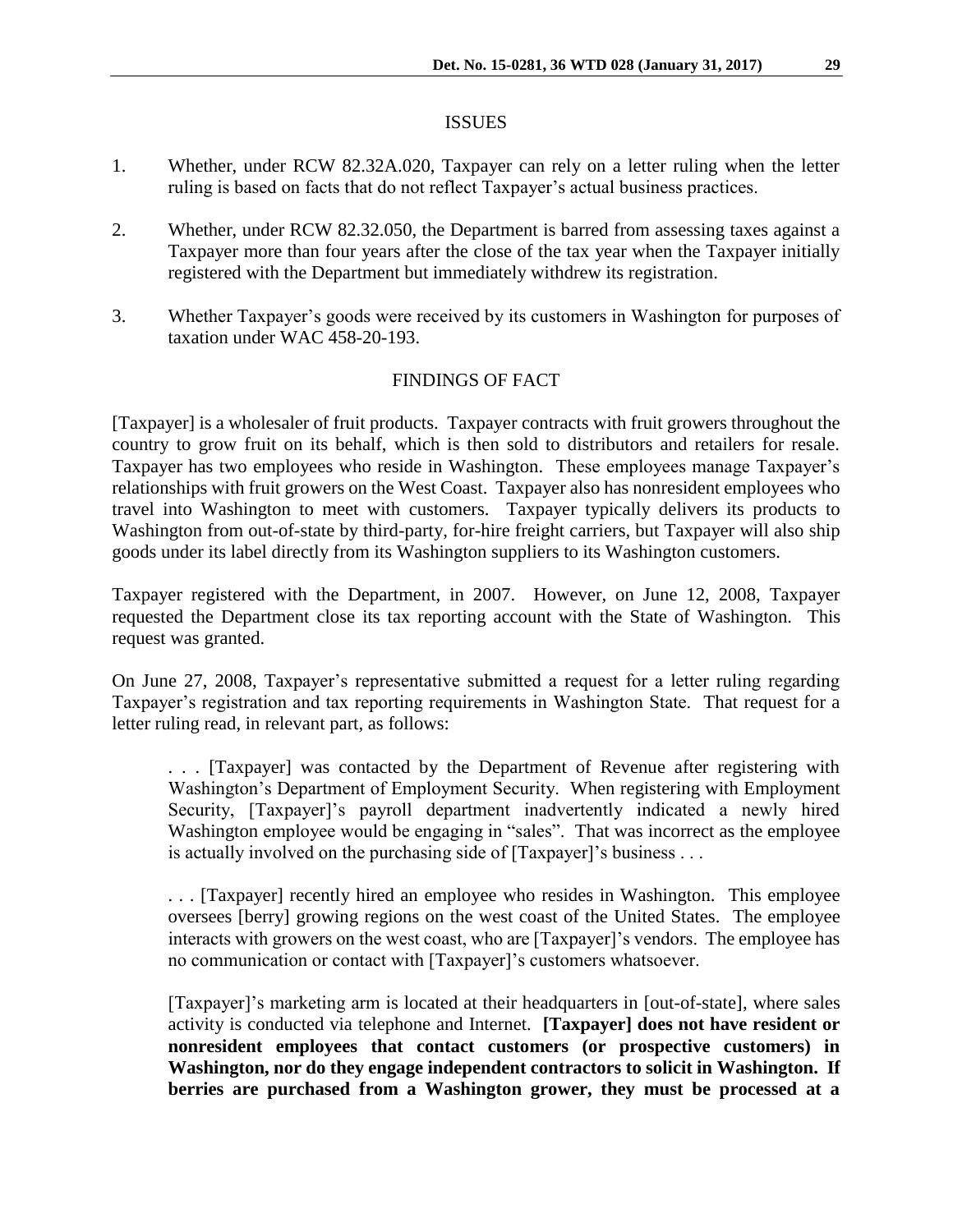## ISSUES

1. Whether, under RCW 82.32A.020, Taxpayer can rely on a letter ruling when the letter ruling is based on facts that do not reflect Taxpayer's actual business practices.

2. Whether, under RCW 82.32.050, the Department is barred from assessing taxes against a Taxpayer more than four years after the close of the tax year when the Taxpayer initially registered with the Department but immediately withdrew its registration.

3. Whether Taxpayer's goods were received by its customers in Washington for purposes of taxation under WAC 458-20-193.

## FINDINGS OF FACT

[Taxpayer] is a wholesaler of fruit products. Taxpayer contracts with fruit growers throughout the country to grow fruit on its behalf, which is then sold to distributors and retailers for resale. Taxpayer has two employees who reside in Washington. These employees manage Taxpayer's relationships with fruit growers on the West Coast. Taxpayer also has nonresident employees who travel into Washington to meet with customers. Taxpayer typically delivers its products to Washington from out-of-state by third-party, for-hire freight carriers, but Taxpayer will also ship goods under its label directly from its Washington suppliers to its Washington customers.

Taxpayer registered with the Department, in 2007. However, on June 12, 2008, Taxpayer requested the Department close its tax reporting account with the State of Washington. This request was granted.

On June 27, 2008, Taxpayer's representative submitted a request for a letter ruling regarding Taxpayer's registration and tax reporting requirements in Washington State. That request for a letter ruling read, in relevant part, as follows:

> . . . [Taxpayer] was contacted by the Department of Revenue after registering with Washington's Department of Employment Security. When registering with Employment Security, [Taxpayer]'s payroll department inadvertently indicated a newly hired Washington employee would be engaging in "sales". That was incorrect as the employee is actually involved on the purchasing side of [Taxpayer]'s business . . .
>
> . . . [Taxpayer] recently hired an employee who resides in Washington. This employee oversees [berry] growing regions on the west coast of the United States. The employee interacts with growers on the west coast, who are [Taxpayer]'s vendors. The employee has no communication or contact with [Taxpayer]'s customers whatsoever.
>
> [Taxpayer]'s marketing arm is located at their headquarters in [out-of-state], where sales activity is conducted via telephone and Internet. **[Taxpayer] does not have resident or nonresident employees that contact customers (or prospective customers) in Washington, nor do they engage independent contractors to solicit in Washington. If berries are purchased from a Washington grower, they must be processed at a**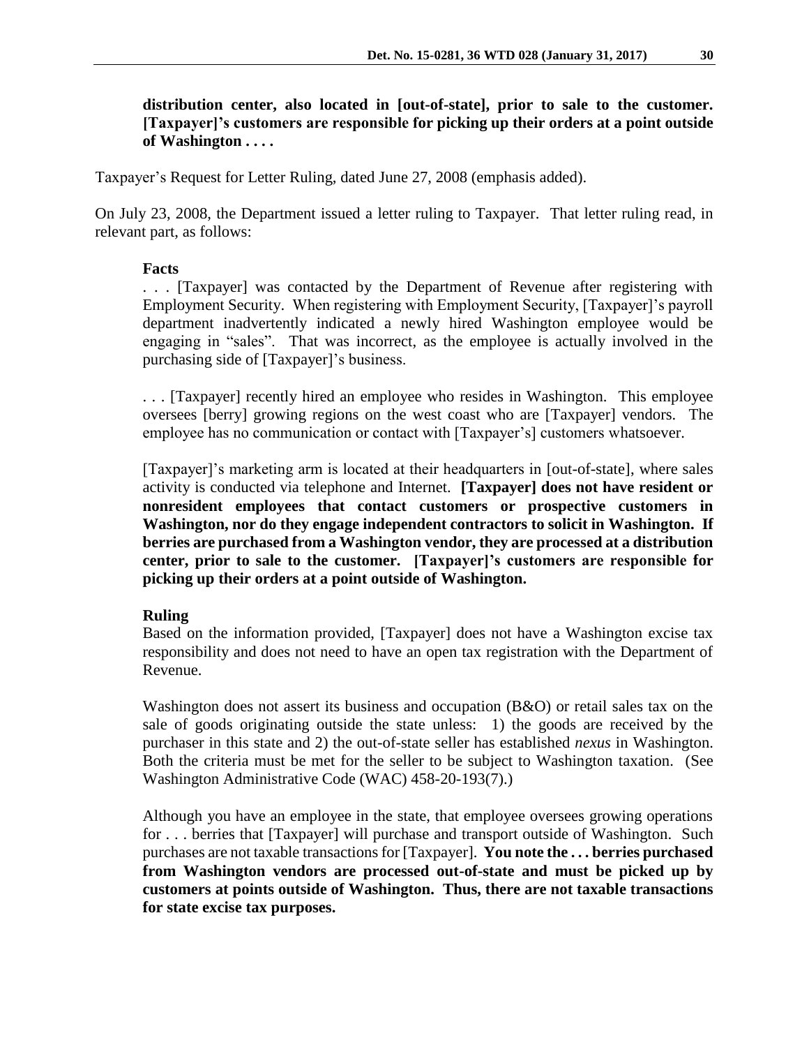**distribution center, also located in [out-of-state], prior to sale to the customer. [Taxpayer]'s customers are responsible for picking up their orders at a point outside of Washington . . . .**

Taxpayer's Request for Letter Ruling, dated June 27, 2008 (emphasis added).

On July 23, 2008, the Department issued a letter ruling to Taxpayer. That letter ruling read, in relevant part, as follows:

> **Facts**
>
> . . . [Taxpayer] was contacted by the Department of Revenue after registering with Employment Security. When registering with Employment Security, [Taxpayer]'s payroll department inadvertently indicated a newly hired Washington employee would be engaging in "sales". That was incorrect, as the employee is actually involved in the purchasing side of [Taxpayer]'s business.
>
> . . . [Taxpayer] recently hired an employee who resides in Washington. This employee oversees [berry] growing regions on the west coast who are [Taxpayer] vendors. The employee has no communication or contact with [Taxpayer's] customers whatsoever.
>
> [Taxpayer]'s marketing arm is located at their headquarters in [out-of-state], where sales activity is conducted via telephone and Internet. **[Taxpayer] does not have resident or nonresident employees that contact customers or prospective customers in Washington, nor do they engage independent contractors to solicit in Washington. If berries are purchased from a Washington vendor, they are processed at a distribution center, prior to sale to the customer. [Taxpayer]'s customers are responsible for picking up their orders at a point outside of Washington.**
>
> **Ruling**
>
> Based on the information provided, [Taxpayer] does not have a Washington excise tax responsibility and does not need to have an open tax registration with the Department of Revenue.
>
> Washington does not assert its business and occupation (B&O) or retail sales tax on the sale of goods originating outside the state unless: 1) the goods are received by the purchaser in this state and 2) the out-of-state seller has established *nexus* in Washington. Both the criteria must be met for the seller to be subject to Washington taxation. (See Washington Administrative Code (WAC) 458-20-193(7).)
>
> Although you have an employee in the state, that employee oversees growing operations for . . . berries that [Taxpayer] will purchase and transport outside of Washington. Such purchases are not taxable transactions for [Taxpayer]. **You note the . . . berries purchased from Washington vendors are processed out-of-state and must be picked up by customers at points outside of Washington. Thus, there are not taxable transactions for state excise tax purposes.**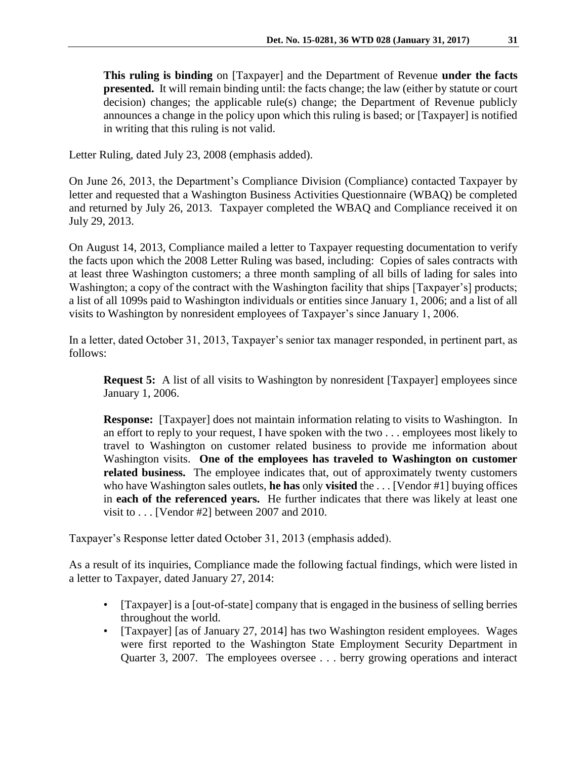> **This ruling is binding** on [Taxpayer] and the Department of Revenue **under the facts presented.** It will remain binding until: the facts change; the law (either by statute or court decision) changes; the applicable rule(s) change; the Department of Revenue publicly announces a change in the policy upon which this ruling is based; or [Taxpayer] is notified in writing that this ruling is not valid.

Letter Ruling, dated July 23, 2008 (emphasis added).

On June 26, 2013, the Department's Compliance Division (Compliance) contacted Taxpayer by letter and requested that a Washington Business Activities Questionnaire (WBAQ) be completed and returned by July 26, 2013. Taxpayer completed the WBAQ and Compliance received it on July 29, 2013.

On August 14, 2013, Compliance mailed a letter to Taxpayer requesting documentation to verify the facts upon which the 2008 Letter Ruling was based, including: Copies of sales contracts with at least three Washington customers; a three month sampling of all bills of lading for sales into Washington; a copy of the contract with the Washington facility that ships [Taxpayer's] products; a list of all 1099s paid to Washington individuals or entities since January 1, 2006; and a list of all visits to Washington by nonresident employees of Taxpayer's since January 1, 2006.

In a letter, dated October 31, 2013, Taxpayer's senior tax manager responded, in pertinent part, as follows:

> **Request 5:** A list of all visits to Washington by nonresident [Taxpayer] employees since January 1, 2006.
>
> **Response:** [Taxpayer] does not maintain information relating to visits to Washington. In an effort to reply to your request, I have spoken with the two . . . employees most likely to travel to Washington on customer related business to provide me information about Washington visits. **One of the employees has traveled to Washington on customer related business.** The employee indicates that, out of approximately twenty customers who have Washington sales outlets, **he has** only **visited** the . . . [Vendor #1] buying offices in **each of the referenced years.** He further indicates that there was likely at least one visit to . . . [Vendor #2] between 2007 and 2010.

Taxpayer's Response letter dated October 31, 2013 (emphasis added).

As a result of its inquiries, Compliance made the following factual findings, which were listed in a letter to Taxpayer, dated January 27, 2014:

- [Taxpayer] is a [out-of-state] company that is engaged in the business of selling berries throughout the world.
- [Taxpayer] [as of January 27, 2014] has two Washington resident employees. Wages were first reported to the Washington State Employment Security Department in Quarter 3, 2007. The employees oversee . . . berry growing operations and interact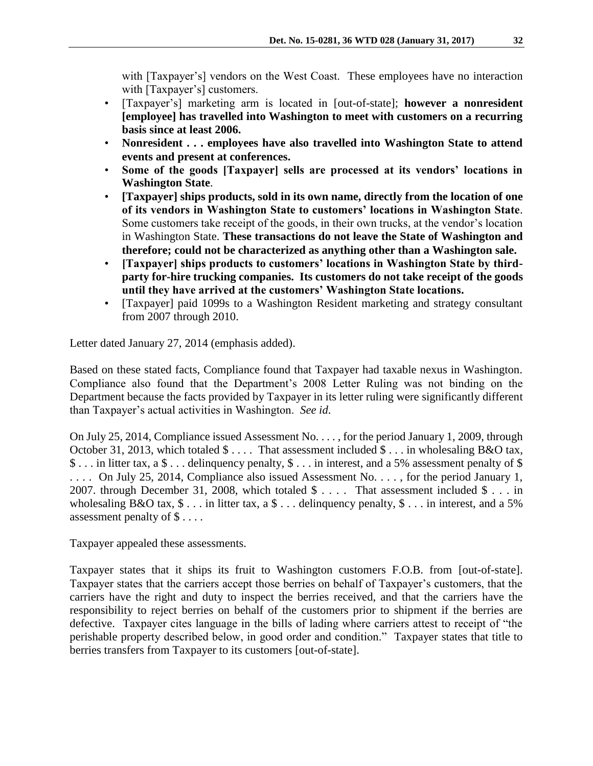with [Taxpayer's] vendors on the West Coast. These employees have no interaction with [Taxpayer's] customers.

- [Taxpayer's] marketing arm is located in [out-of-state]; **however a nonresident [employee] has travelled into Washington to meet with customers on a recurring basis since at least 2006.**
- **Nonresident . . . employees have also travelled into Washington State to attend events and present at conferences.**
- **Some of the goods [Taxpayer] sells are processed at its vendors' locations in Washington State**.
- **[Taxpayer] ships products, sold in its own name, directly from the location of one of its vendors in Washington State to customers' locations in Washington State**. Some customers take receipt of the goods, in their own trucks, at the vendor's location in Washington State. **These transactions do not leave the State of Washington and therefore; could not be characterized as anything other than a Washington sale.**
- **[Taxpayer] ships products to customers' locations in Washington State by third-party for-hire trucking companies. Its customers do not take receipt of the goods until they have arrived at the customers' Washington State locations.**
- [Taxpayer] paid 1099s to a Washington Resident marketing and strategy consultant from 2007 through 2010.

Letter dated January 27, 2014 (emphasis added).

Based on these stated facts, Compliance found that Taxpayer had taxable nexus in Washington. Compliance also found that the Department's 2008 Letter Ruling was not binding on the Department because the facts provided by Taxpayer in its letter ruling were significantly different than Taxpayer's actual activities in Washington. *See id.*

On July 25, 2014, Compliance issued Assessment No. . . . , for the period January 1, 2009, through October 31, 2013, which totaled $ . . . . That assessment included $ . . . in wholesaling B&O tax, $ . . . in litter tax, a $ . . . delinquency penalty, $ . . . in interest, and a 5% assessment penalty of $ . . . . On July 25, 2014, Compliance also issued Assessment No. . . . , for the period January 1, 2007. through December 31, 2008, which totaled $ . . . . That assessment included $ . . . in wholesaling B&O tax, $ . . . in litter tax, a $ . . . delinquency penalty, $ . . . in interest, and a 5% assessment penalty of $ . . . .

Taxpayer appealed these assessments.

Taxpayer states that it ships its fruit to Washington customers F.O.B. from [out-of-state]. Taxpayer states that the carriers accept those berries on behalf of Taxpayer's customers, that the carriers have the right and duty to inspect the berries received, and that the carriers have the responsibility to reject berries on behalf of the customers prior to shipment if the berries are defective. Taxpayer cites language in the bills of lading where carriers attest to receipt of "the perishable property described below, in good order and condition." Taxpayer states that title to berries transfers from Taxpayer to its customers [out-of-state].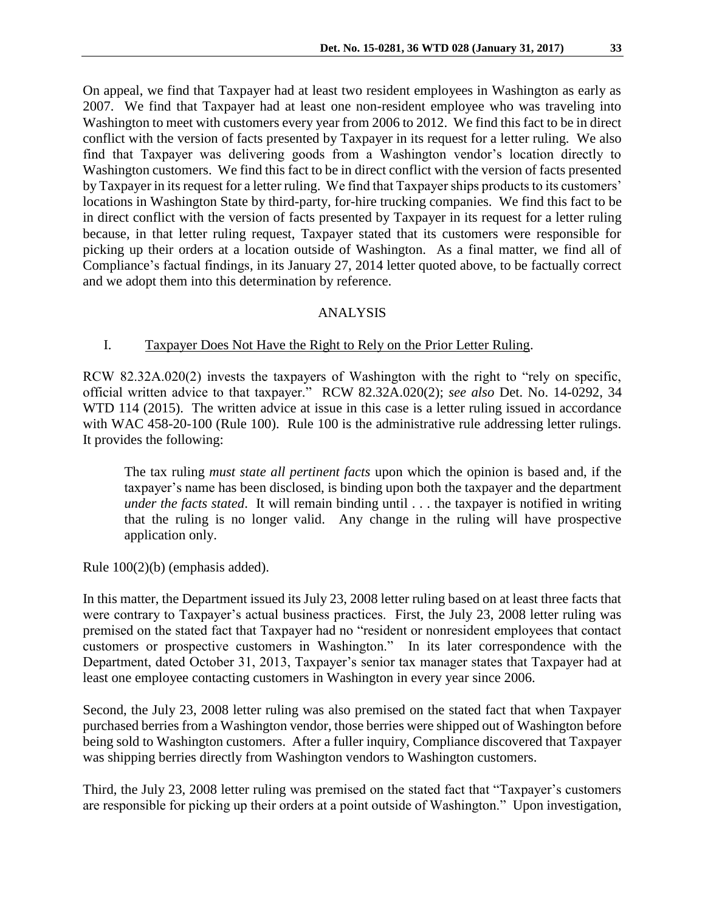On appeal, we find that Taxpayer had at least two resident employees in Washington as early as 2007. We find that Taxpayer had at least one non-resident employee who was traveling into Washington to meet with customers every year from 2006 to 2012. We find this fact to be in direct conflict with the version of facts presented by Taxpayer in its request for a letter ruling. We also find that Taxpayer was delivering goods from a Washington vendor's location directly to Washington customers. We find this fact to be in direct conflict with the version of facts presented by Taxpayer in its request for a letter ruling. We find that Taxpayer ships products to its customers' locations in Washington State by third-party, for-hire trucking companies. We find this fact to be in direct conflict with the version of facts presented by Taxpayer in its request for a letter ruling because, in that letter ruling request, Taxpayer stated that its customers were responsible for picking up their orders at a location outside of Washington. As a final matter, we find all of Compliance's factual findings, in its January 27, 2014 letter quoted above, to be factually correct and we adopt them into this determination by reference.

## ANALYSIS

### I. Taxpayer Does Not Have the Right to Rely on the Prior Letter Ruling.

RCW 82.32A.020(2) invests the taxpayers of Washington with the right to "rely on specific, official written advice to that taxpayer." RCW 82.32A.020(2); *see also* Det. No. 14-0292, 34 WTD 114 (2015). The written advice at issue in this case is a letter ruling issued in accordance with WAC 458-20-100 (Rule 100). Rule 100 is the administrative rule addressing letter rulings. It provides the following:

> The tax ruling *must state all pertinent facts* upon which the opinion is based and, if the taxpayer's name has been disclosed, is binding upon both the taxpayer and the department *under the facts stated*. It will remain binding until . . . the taxpayer is notified in writing that the ruling is no longer valid. Any change in the ruling will have prospective application only.

Rule 100(2)(b) (emphasis added).

In this matter, the Department issued its July 23, 2008 letter ruling based on at least three facts that were contrary to Taxpayer's actual business practices. First, the July 23, 2008 letter ruling was premised on the stated fact that Taxpayer had no "resident or nonresident employees that contact customers or prospective customers in Washington." In its later correspondence with the Department, dated October 31, 2013, Taxpayer's senior tax manager states that Taxpayer had at least one employee contacting customers in Washington in every year since 2006.

Second, the July 23, 2008 letter ruling was also premised on the stated fact that when Taxpayer purchased berries from a Washington vendor, those berries were shipped out of Washington before being sold to Washington customers. After a fuller inquiry, Compliance discovered that Taxpayer was shipping berries directly from Washington vendors to Washington customers.

Third, the July 23, 2008 letter ruling was premised on the stated fact that "Taxpayer's customers are responsible for picking up their orders at a point outside of Washington." Upon investigation,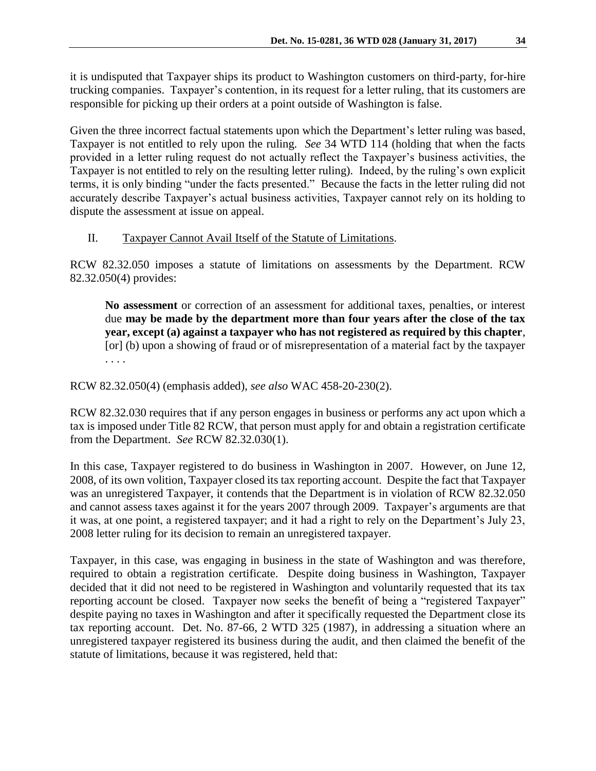it is undisputed that Taxpayer ships its product to Washington customers on third-party, for-hire trucking companies. Taxpayer's contention, in its request for a letter ruling, that its customers are responsible for picking up their orders at a point outside of Washington is false.

Given the three incorrect factual statements upon which the Department's letter ruling was based, Taxpayer is not entitled to rely upon the ruling. *See* 34 WTD 114 (holding that when the facts provided in a letter ruling request do not actually reflect the Taxpayer's business activities, the Taxpayer is not entitled to rely on the resulting letter ruling). Indeed, by the ruling's own explicit terms, it is only binding "under the facts presented." Because the facts in the letter ruling did not accurately describe Taxpayer's actual business activities, Taxpayer cannot rely on its holding to dispute the assessment at issue on appeal.

## II. Taxpayer Cannot Avail Itself of the Statute of Limitations.

RCW 82.32.050 imposes a statute of limitations on assessments by the Department. RCW 82.32.050(4) provides:

> **No assessment** or correction of an assessment for additional taxes, penalties, or interest due **may be made by the department more than four years after the close of the tax year, except (a) against a taxpayer who has not registered as required by this chapter**, [or] (b) upon a showing of fraud or of misrepresentation of a material fact by the taxpayer . . . .

RCW 82.32.050(4) (emphasis added), *see also* WAC 458-20-230(2).

RCW 82.32.030 requires that if any person engages in business or performs any act upon which a tax is imposed under Title 82 RCW, that person must apply for and obtain a registration certificate from the Department. *See* RCW 82.32.030(1).

In this case, Taxpayer registered to do business in Washington in 2007. However, on June 12, 2008, of its own volition, Taxpayer closed its tax reporting account. Despite the fact that Taxpayer was an unregistered Taxpayer, it contends that the Department is in violation of RCW 82.32.050 and cannot assess taxes against it for the years 2007 through 2009. Taxpayer's arguments are that it was, at one point, a registered taxpayer; and it had a right to rely on the Department's July 23, 2008 letter ruling for its decision to remain an unregistered taxpayer.

Taxpayer, in this case, was engaging in business in the state of Washington and was therefore, required to obtain a registration certificate. Despite doing business in Washington, Taxpayer decided that it did not need to be registered in Washington and voluntarily requested that its tax reporting account be closed. Taxpayer now seeks the benefit of being a "registered Taxpayer" despite paying no taxes in Washington and after it specifically requested the Department close its tax reporting account. Det. No. 87-66, 2 WTD 325 (1987), in addressing a situation where an unregistered taxpayer registered its business during the audit, and then claimed the benefit of the statute of limitations, because it was registered, held that: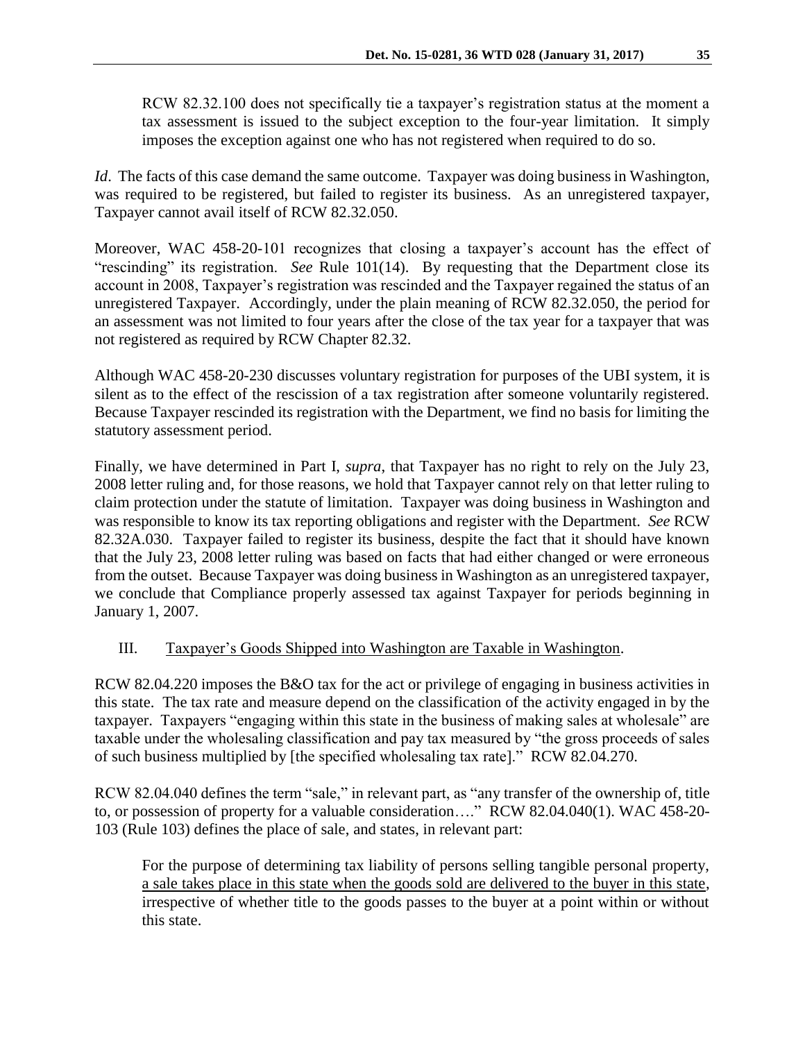> RCW 82.32.100 does not specifically tie a taxpayer's registration status at the moment a tax assessment is issued to the subject exception to the four-year limitation. It simply imposes the exception against one who has not registered when required to do so.

*Id*. The facts of this case demand the same outcome. Taxpayer was doing business in Washington, was required to be registered, but failed to register its business. As an unregistered taxpayer, Taxpayer cannot avail itself of RCW 82.32.050.

Moreover, WAC 458-20-101 recognizes that closing a taxpayer's account has the effect of "rescinding" its registration. *See* Rule 101(14). By requesting that the Department close its account in 2008, Taxpayer's registration was rescinded and the Taxpayer regained the status of an unregistered Taxpayer. Accordingly, under the plain meaning of RCW 82.32.050, the period for an assessment was not limited to four years after the close of the tax year for a taxpayer that was not registered as required by RCW Chapter 82.32.

Although WAC 458-20-230 discusses voluntary registration for purposes of the UBI system, it is silent as to the effect of the rescission of a tax registration after someone voluntarily registered. Because Taxpayer rescinded its registration with the Department, we find no basis for limiting the statutory assessment period.

Finally, we have determined in Part I, *supra*, that Taxpayer has no right to rely on the July 23, 2008 letter ruling and, for those reasons, we hold that Taxpayer cannot rely on that letter ruling to claim protection under the statute of limitation. Taxpayer was doing business in Washington and was responsible to know its tax reporting obligations and register with the Department. *See* RCW 82.32A.030. Taxpayer failed to register its business, despite the fact that it should have known that the July 23, 2008 letter ruling was based on facts that had either changed or were erroneous from the outset. Because Taxpayer was doing business in Washington as an unregistered taxpayer, we conclude that Compliance properly assessed tax against Taxpayer for periods beginning in January 1, 2007.

III. Taxpayer's Goods Shipped into Washington are Taxable in Washington.

RCW 82.04.220 imposes the B&O tax for the act or privilege of engaging in business activities in this state. The tax rate and measure depend on the classification of the activity engaged in by the taxpayer. Taxpayers "engaging within this state in the business of making sales at wholesale" are taxable under the wholesaling classification and pay tax measured by "the gross proceeds of sales of such business multiplied by [the specified wholesaling tax rate]." RCW 82.04.270.

RCW 82.04.040 defines the term "sale," in relevant part, as "any transfer of the ownership of, title to, or possession of property for a valuable consideration…." RCW 82.04.040(1). WAC 458-20-103 (Rule 103) defines the place of sale, and states, in relevant part:

> For the purpose of determining tax liability of persons selling tangible personal property, a sale takes place in this state when the goods sold are delivered to the buyer in this state, irrespective of whether title to the goods passes to the buyer at a point within or without this state.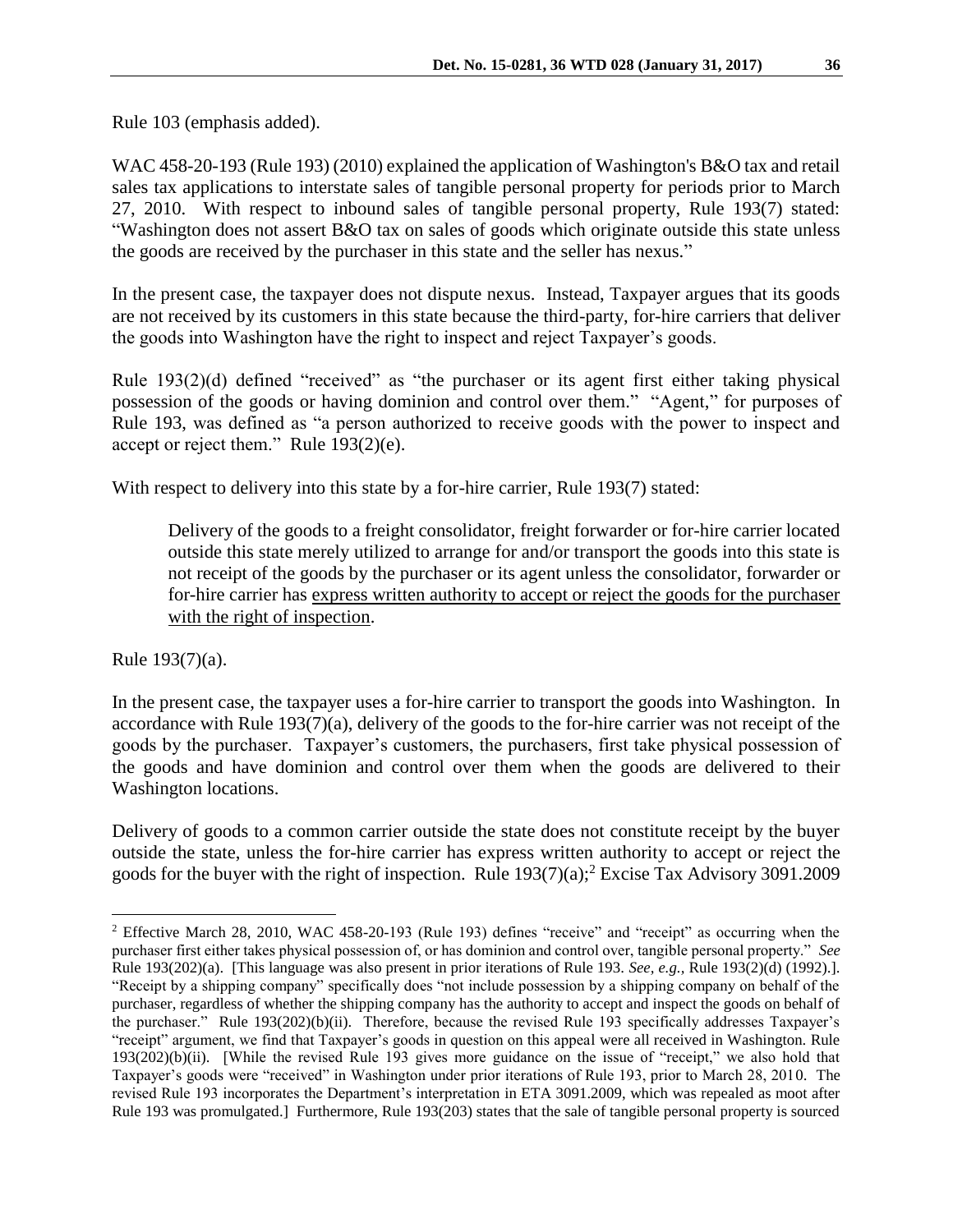Rule 103 (emphasis added).

WAC 458-20-193 (Rule 193) (2010) explained the application of Washington's B&O tax and retail sales tax applications to interstate sales of tangible personal property for periods prior to March 27, 2010. With respect to inbound sales of tangible personal property, Rule 193(7) stated: "Washington does not assert B&O tax on sales of goods which originate outside this state unless the goods are received by the purchaser in this state and the seller has nexus."

In the present case, the taxpayer does not dispute nexus. Instead, Taxpayer argues that its goods are not received by its customers in this state because the third-party, for-hire carriers that deliver the goods into Washington have the right to inspect and reject Taxpayer's goods.

Rule 193(2)(d) defined "received" as "the purchaser or its agent first either taking physical possession of the goods or having dominion and control over them." "Agent," for purposes of Rule 193, was defined as "a person authorized to receive goods with the power to inspect and accept or reject them." Rule 193(2)(e).

With respect to delivery into this state by a for-hire carrier, Rule 193(7) stated:

> Delivery of the goods to a freight consolidator, freight forwarder or for-hire carrier located outside this state merely utilized to arrange for and/or transport the goods into this state is not receipt of the goods by the purchaser or its agent unless the consolidator, forwarder or for-hire carrier has <u>express written authority to accept or reject the goods for the purchaser with the right of inspection</u>.

Rule 193(7)(a).

In the present case, the taxpayer uses a for-hire carrier to transport the goods into Washington. In accordance with Rule 193(7)(a), delivery of the goods to the for-hire carrier was not receipt of the goods by the purchaser. Taxpayer's customers, the purchasers, first take physical possession of the goods and have dominion and control over them when the goods are delivered to their Washington locations.

Delivery of goods to a common carrier outside the state does not constitute receipt by the buyer outside the state, unless the for-hire carrier has express written authority to accept or reject the goods for the buyer with the right of inspection. Rule 193(7)(a);[2] Excise Tax Advisory 3091.2009

---

[2] Effective March 28, 2010, WAC 458-20-193 (Rule 193) defines "receive" and "receipt" as occurring when the purchaser first either takes physical possession of, or has dominion and control over, tangible personal property." *See* Rule 193(202)(a). [This language was also present in prior iterations of Rule 193. *See, e.g.,* Rule 193(2)(d) (1992).]. "Receipt by a shipping company" specifically does "not include possession by a shipping company on behalf of the purchaser, regardless of whether the shipping company has the authority to accept and inspect the goods on behalf of the purchaser." Rule 193(202)(b)(ii). Therefore, because the revised Rule 193 specifically addresses Taxpayer's "receipt" argument, we find that Taxpayer's goods in question on this appeal were all received in Washington. Rule 193(202)(b)(ii). [While the revised Rule 193 gives more guidance on the issue of "receipt," we also hold that Taxpayer's goods were "received" in Washington under prior iterations of Rule 193, prior to March 28, 2010. The revised Rule 193 incorporates the Department's interpretation in ETA 3091.2009, which was repealed as moot after Rule 193 was promulgated.] Furthermore, Rule 193(203) states that the sale of tangible personal property is sourced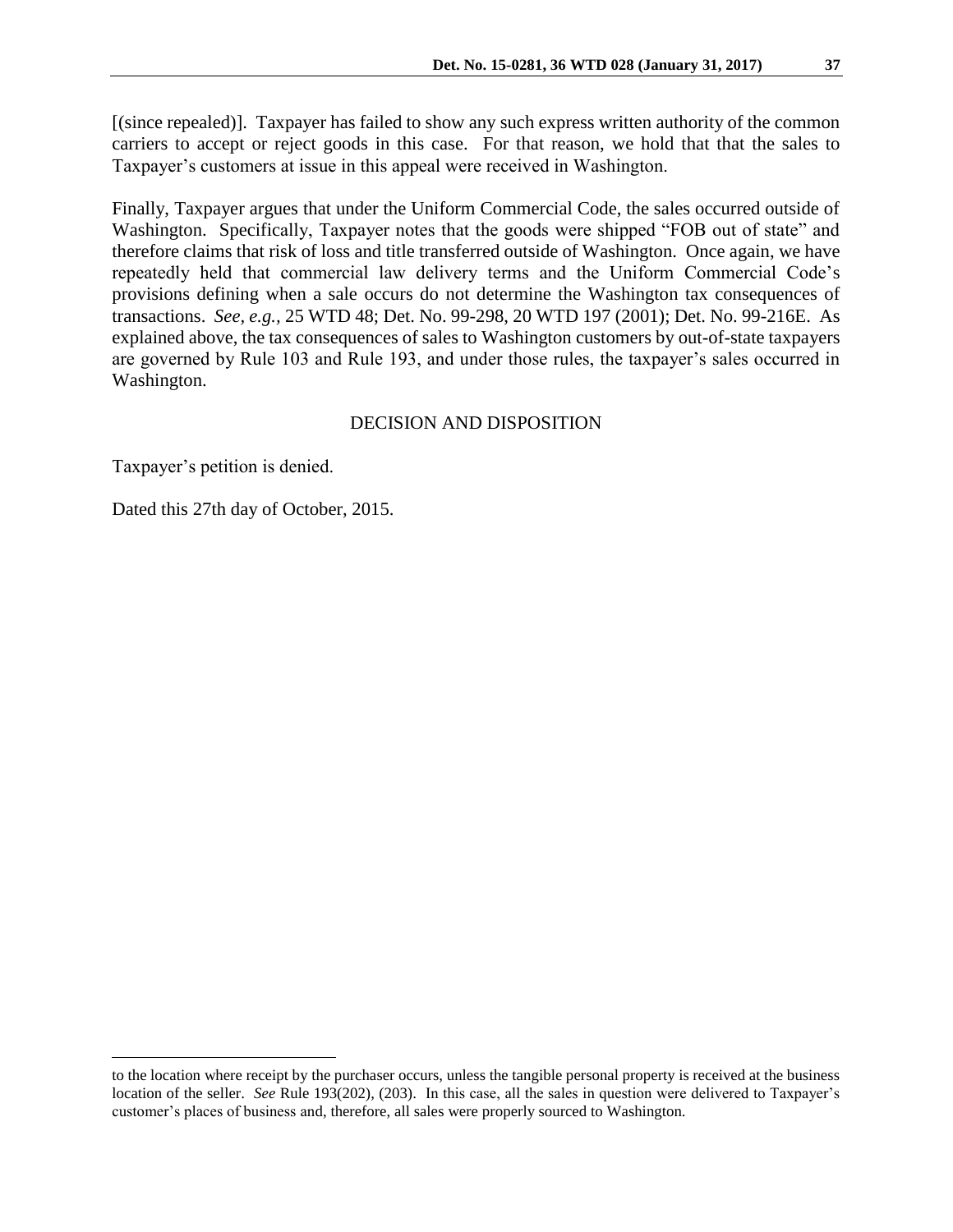[(since repealed)]. Taxpayer has failed to show any such express written authority of the common carriers to accept or reject goods in this case. For that reason, we hold that that the sales to Taxpayer's customers at issue in this appeal were received in Washington.

Finally, Taxpayer argues that under the Uniform Commercial Code, the sales occurred outside of Washington. Specifically, Taxpayer notes that the goods were shipped "FOB out of state" and therefore claims that risk of loss and title transferred outside of Washington. Once again, we have repeatedly held that commercial law delivery terms and the Uniform Commercial Code's provisions defining when a sale occurs do not determine the Washington tax consequences of transactions. *See, e.g.,* 25 WTD 48; Det. No. 99-298, 20 WTD 197 (2001); Det. No. 99-216E. As explained above, the tax consequences of sales to Washington customers by out-of-state taxpayers are governed by Rule 103 and Rule 193, and under those rules, the taxpayer's sales occurred in Washington.

## DECISION AND DISPOSITION

Taxpayer's petition is denied.

Dated this 27th day of October, 2015.

---

to the location where receipt by the purchaser occurs, unless the tangible personal property is received at the business location of the seller. *See* Rule 193(202), (203). In this case, all the sales in question were delivered to Taxpayer's customer's places of business and, therefore, all sales were properly sourced to Washington.